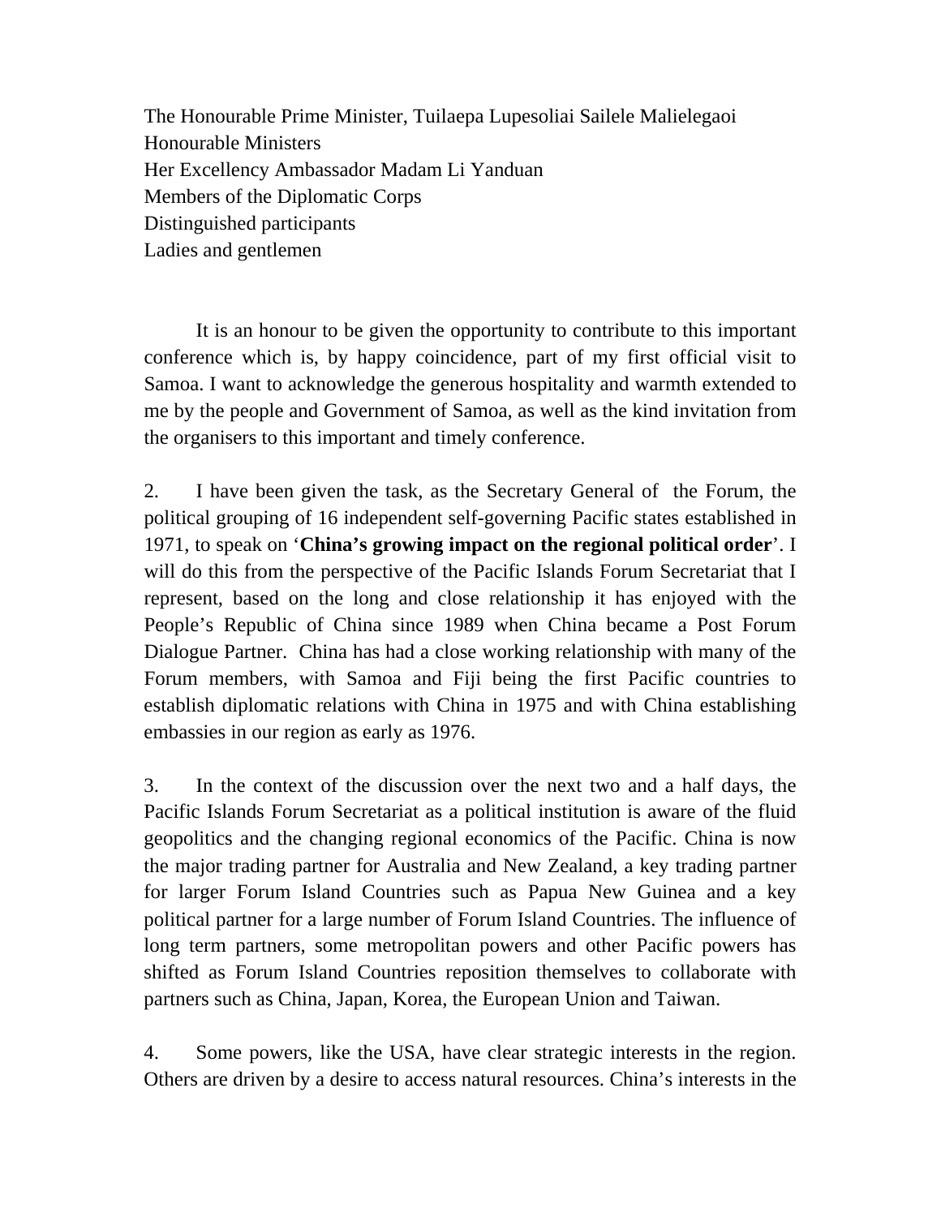The Honourable Prime Minister, Tuilaepa Lupesoliai Sailele Malielegaoi
Honourable Ministers
Her Excellency Ambassador Madam Li Yanduan
Members of the Diplomatic Corps
Distinguished participants
Ladies and gentlemen

It is an honour to be given the opportunity to contribute to this important conference which is, by happy coincidence, part of my first official visit to Samoa. I want to acknowledge the generous hospitality and warmth extended to me by the people and Government of Samoa, as well as the kind invitation from the organisers to this important and timely conference.

2. I have been given the task, as the Secretary General of the Forum, the political grouping of 16 independent self-governing Pacific states established in 1971, to speak on '**China's growing impact on the regional political order**'. I will do this from the perspective of the Pacific Islands Forum Secretariat that I represent, based on the long and close relationship it has enjoyed with the People's Republic of China since 1989 when China became a Post Forum Dialogue Partner. China has had a close working relationship with many of the Forum members, with Samoa and Fiji being the first Pacific countries to establish diplomatic relations with China in 1975 and with China establishing embassies in our region as early as 1976.

3. In the context of the discussion over the next two and a half days, the Pacific Islands Forum Secretariat as a political institution is aware of the fluid geopolitics and the changing regional economics of the Pacific. China is now the major trading partner for Australia and New Zealand, a key trading partner for larger Forum Island Countries such as Papua New Guinea and a key political partner for a large number of Forum Island Countries. The influence of long term partners, some metropolitan powers and other Pacific powers has shifted as Forum Island Countries reposition themselves to collaborate with partners such as China, Japan, Korea, the European Union and Taiwan.

4. Some powers, like the USA, have clear strategic interests in the region. Others are driven by a desire to access natural resources. China's interests in the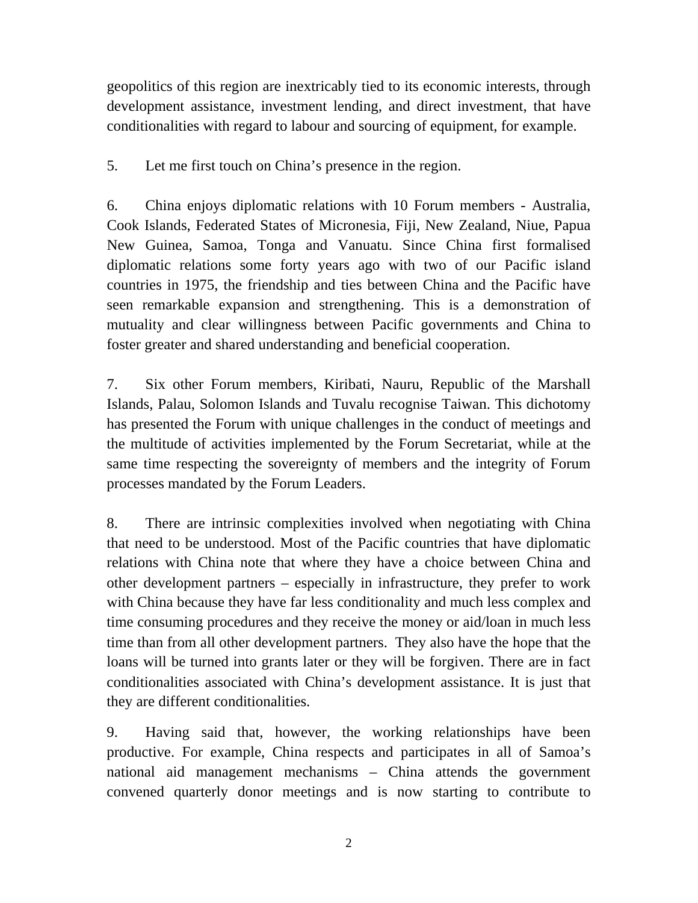geopolitics of this region are inextricably tied to its economic interests, through development assistance, investment lending, and direct investment, that have conditionalities with regard to labour and sourcing of equipment, for example.

5. Let me first touch on China's presence in the region.

6. China enjoys diplomatic relations with 10 Forum members - Australia, Cook Islands, Federated States of Micronesia, Fiji, New Zealand, Niue, Papua New Guinea, Samoa, Tonga and Vanuatu. Since China first formalised diplomatic relations some forty years ago with two of our Pacific island countries in 1975, the friendship and ties between China and the Pacific have seen remarkable expansion and strengthening. This is a demonstration of mutuality and clear willingness between Pacific governments and China to foster greater and shared understanding and beneficial cooperation.

7. Six other Forum members, Kiribati, Nauru, Republic of the Marshall Islands, Palau, Solomon Islands and Tuvalu recognise Taiwan. This dichotomy has presented the Forum with unique challenges in the conduct of meetings and the multitude of activities implemented by the Forum Secretariat, while at the same time respecting the sovereignty of members and the integrity of Forum processes mandated by the Forum Leaders.

8. There are intrinsic complexities involved when negotiating with China that need to be understood. Most of the Pacific countries that have diplomatic relations with China note that where they have a choice between China and other development partners – especially in infrastructure, they prefer to work with China because they have far less conditionality and much less complex and time consuming procedures and they receive the money or aid/loan in much less time than from all other development partners. They also have the hope that the loans will be turned into grants later or they will be forgiven. There are in fact conditionalities associated with China's development assistance. It is just that they are different conditionalities.

9. Having said that, however, the working relationships have been productive. For example, China respects and participates in all of Samoa's national aid management mechanisms – China attends the government convened quarterly donor meetings and is now starting to contribute to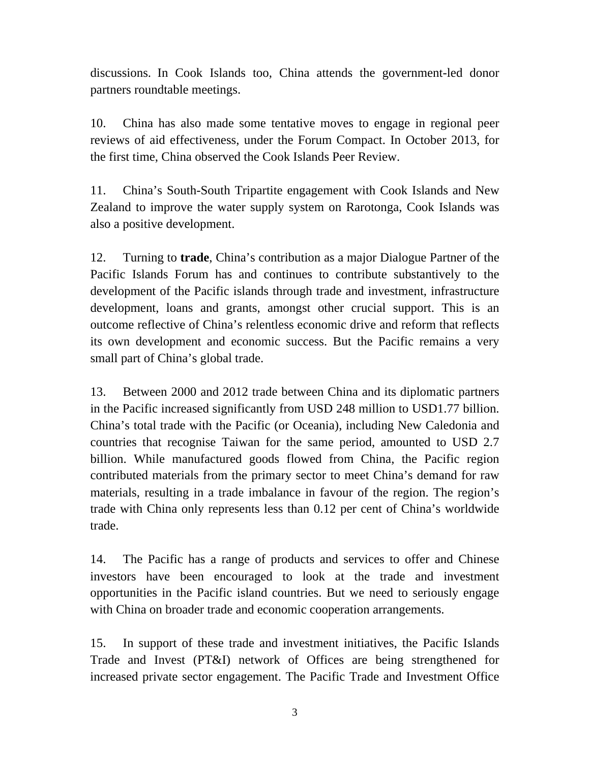discussions. In Cook Islands too, China attends the government-led donor partners roundtable meetings.

10. China has also made some tentative moves to engage in regional peer reviews of aid effectiveness, under the Forum Compact. In October 2013, for the first time, China observed the Cook Islands Peer Review.

11. China's South-South Tripartite engagement with Cook Islands and New Zealand to improve the water supply system on Rarotonga, Cook Islands was also a positive development.

12. Turning to **trade**, China's contribution as a major Dialogue Partner of the Pacific Islands Forum has and continues to contribute substantively to the development of the Pacific islands through trade and investment, infrastructure development, loans and grants, amongst other crucial support. This is an outcome reflective of China's relentless economic drive and reform that reflects its own development and economic success. But the Pacific remains a very small part of China's global trade.

13. Between 2000 and 2012 trade between China and its diplomatic partners in the Pacific increased significantly from USD 248 million to USD1.77 billion. China's total trade with the Pacific (or Oceania), including New Caledonia and countries that recognise Taiwan for the same period, amounted to USD 2.7 billion. While manufactured goods flowed from China, the Pacific region contributed materials from the primary sector to meet China's demand for raw materials, resulting in a trade imbalance in favour of the region. The region's trade with China only represents less than 0.12 per cent of China's worldwide trade.

14. The Pacific has a range of products and services to offer and Chinese investors have been encouraged to look at the trade and investment opportunities in the Pacific island countries. But we need to seriously engage with China on broader trade and economic cooperation arrangements.

15. In support of these trade and investment initiatives, the Pacific Islands Trade and Invest (PT&I) network of Offices are being strengthened for increased private sector engagement. The Pacific Trade and Investment Office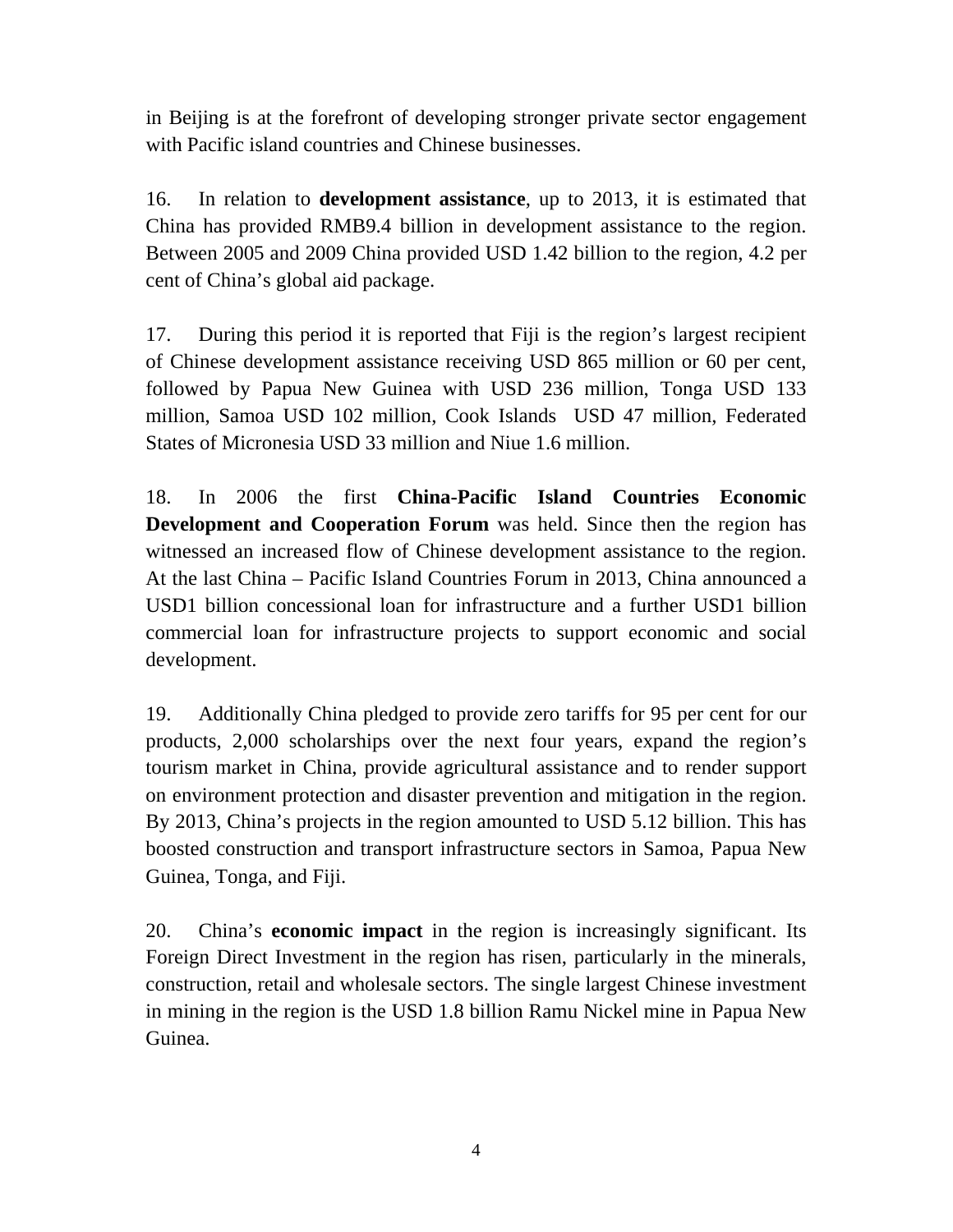in Beijing is at the forefront of developing stronger private sector engagement with Pacific island countries and Chinese businesses.

16. In relation to **development assistance**, up to 2013, it is estimated that China has provided RMB9.4 billion in development assistance to the region. Between 2005 and 2009 China provided USD 1.42 billion to the region, 4.2 per cent of China's global aid package.

17. During this period it is reported that Fiji is the region's largest recipient of Chinese development assistance receiving USD 865 million or 60 per cent, followed by Papua New Guinea with USD 236 million, Tonga USD 133 million, Samoa USD 102 million, Cook Islands USD 47 million, Federated States of Micronesia USD 33 million and Niue 1.6 million.

18. In 2006 the first **China-Pacific Island Countries Economic Development and Cooperation Forum** was held. Since then the region has witnessed an increased flow of Chinese development assistance to the region. At the last China – Pacific Island Countries Forum in 2013, China announced a USD1 billion concessional loan for infrastructure and a further USD1 billion commercial loan for infrastructure projects to support economic and social development.

19. Additionally China pledged to provide zero tariffs for 95 per cent for our products, 2,000 scholarships over the next four years, expand the region's tourism market in China, provide agricultural assistance and to render support on environment protection and disaster prevention and mitigation in the region. By 2013, China's projects in the region amounted to USD 5.12 billion. This has boosted construction and transport infrastructure sectors in Samoa, Papua New Guinea, Tonga, and Fiji.

20. China's **economic impact** in the region is increasingly significant. Its Foreign Direct Investment in the region has risen, particularly in the minerals, construction, retail and wholesale sectors. The single largest Chinese investment in mining in the region is the USD 1.8 billion Ramu Nickel mine in Papua New Guinea.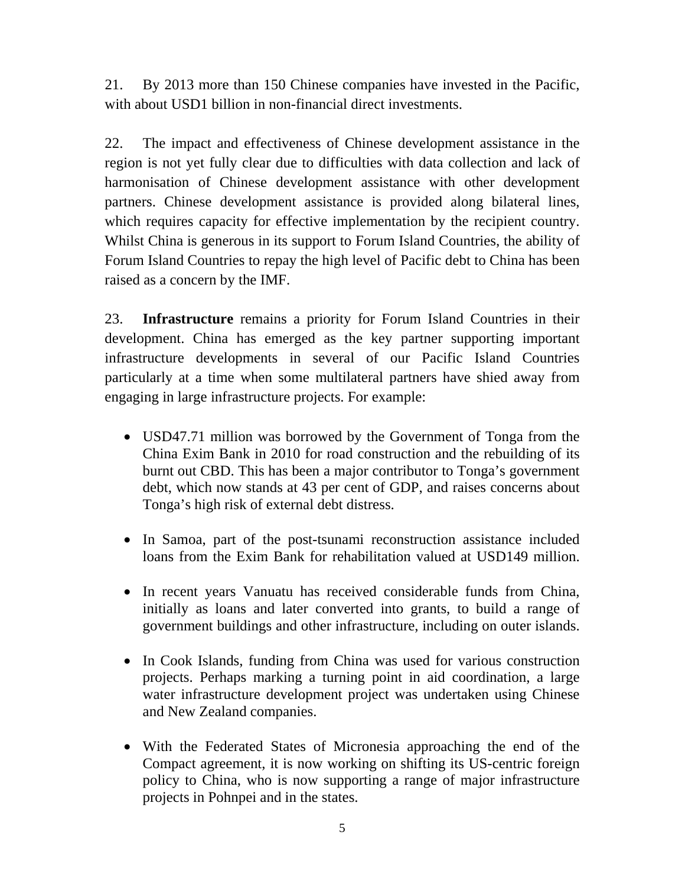21. By 2013 more than 150 Chinese companies have invested in the Pacific, with about USD1 billion in non-financial direct investments.

22. The impact and effectiveness of Chinese development assistance in the region is not yet fully clear due to difficulties with data collection and lack of harmonisation of Chinese development assistance with other development partners. Chinese development assistance is provided along bilateral lines, which requires capacity for effective implementation by the recipient country. Whilst China is generous in its support to Forum Island Countries, the ability of Forum Island Countries to repay the high level of Pacific debt to China has been raised as a concern by the IMF.

23. **Infrastructure** remains a priority for Forum Island Countries in their development. China has emerged as the key partner supporting important infrastructure developments in several of our Pacific Island Countries particularly at a time when some multilateral partners have shied away from engaging in large infrastructure projects. For example:

- USD47.71 million was borrowed by the Government of Tonga from the China Exim Bank in 2010 for road construction and the rebuilding of its burnt out CBD. This has been a major contributor to Tonga's government debt, which now stands at 43 per cent of GDP, and raises concerns about Tonga's high risk of external debt distress.

- In Samoa, part of the post-tsunami reconstruction assistance included loans from the Exim Bank for rehabilitation valued at USD149 million.

- In recent years Vanuatu has received considerable funds from China, initially as loans and later converted into grants, to build a range of government buildings and other infrastructure, including on outer islands.

- In Cook Islands, funding from China was used for various construction projects. Perhaps marking a turning point in aid coordination, a large water infrastructure development project was undertaken using Chinese and New Zealand companies.

- With the Federated States of Micronesia approaching the end of the Compact agreement, it is now working on shifting its US-centric foreign policy to China, who is now supporting a range of major infrastructure projects in Pohnpei and in the states.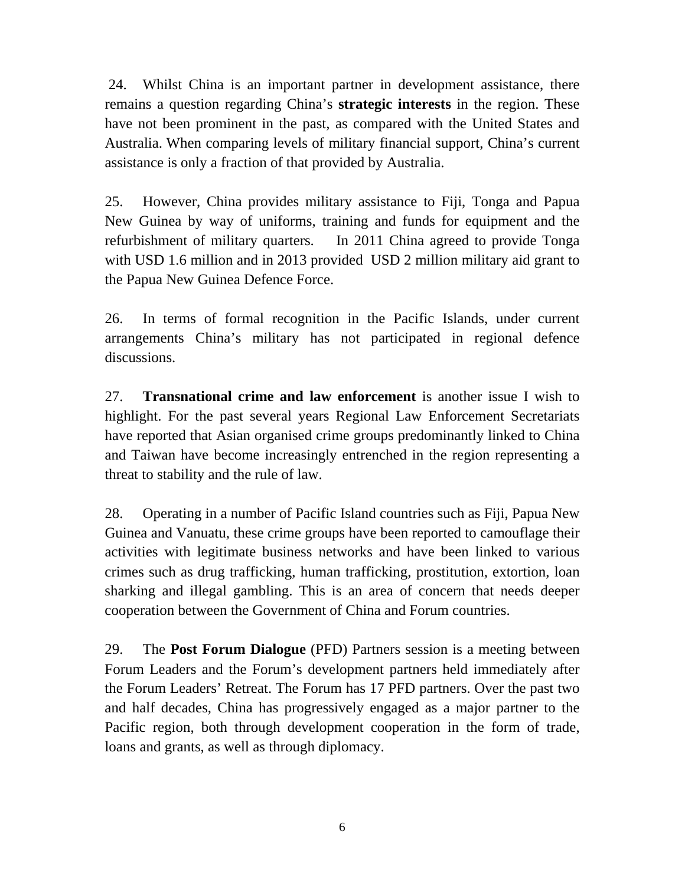24. Whilst China is an important partner in development assistance, there remains a question regarding China's **strategic interests** in the region. These have not been prominent in the past, as compared with the United States and Australia. When comparing levels of military financial support, China's current assistance is only a fraction of that provided by Australia.

25. However, China provides military assistance to Fiji, Tonga and Papua New Guinea by way of uniforms, training and funds for equipment and the refurbishment of military quarters. In 2011 China agreed to provide Tonga with USD 1.6 million and in 2013 provided USD 2 million military aid grant to the Papua New Guinea Defence Force.

26. In terms of formal recognition in the Pacific Islands, under current arrangements China's military has not participated in regional defence discussions.

27. **Transnational crime and law enforcement** is another issue I wish to highlight. For the past several years Regional Law Enforcement Secretariats have reported that Asian organised crime groups predominantly linked to China and Taiwan have become increasingly entrenched in the region representing a threat to stability and the rule of law.

28. Operating in a number of Pacific Island countries such as Fiji, Papua New Guinea and Vanuatu, these crime groups have been reported to camouflage their activities with legitimate business networks and have been linked to various crimes such as drug trafficking, human trafficking, prostitution, extortion, loan sharking and illegal gambling. This is an area of concern that needs deeper cooperation between the Government of China and Forum countries.

29. The **Post Forum Dialogue** (PFD) Partners session is a meeting between Forum Leaders and the Forum's development partners held immediately after the Forum Leaders' Retreat. The Forum has 17 PFD partners. Over the past two and half decades, China has progressively engaged as a major partner to the Pacific region, both through development cooperation in the form of trade, loans and grants, as well as through diplomacy.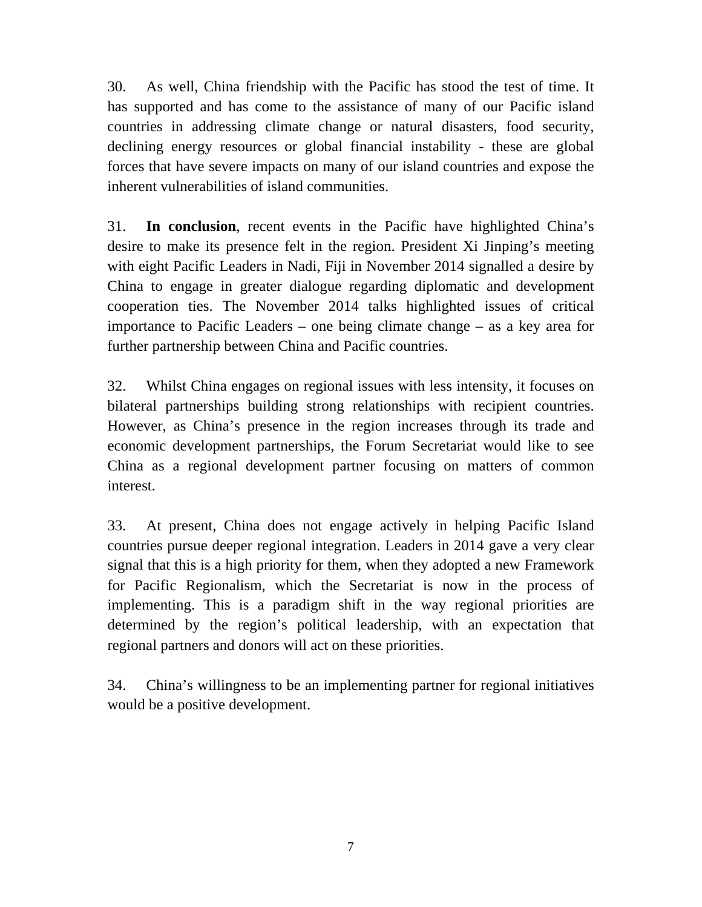30. As well, China friendship with the Pacific has stood the test of time. It has supported and has come to the assistance of many of our Pacific island countries in addressing climate change or natural disasters, food security, declining energy resources or global financial instability - these are global forces that have severe impacts on many of our island countries and expose the inherent vulnerabilities of island communities.

31. **In conclusion**, recent events in the Pacific have highlighted China's desire to make its presence felt in the region. President Xi Jinping's meeting with eight Pacific Leaders in Nadi, Fiji in November 2014 signalled a desire by China to engage in greater dialogue regarding diplomatic and development cooperation ties. The November 2014 talks highlighted issues of critical importance to Pacific Leaders – one being climate change – as a key area for further partnership between China and Pacific countries.

32. Whilst China engages on regional issues with less intensity, it focuses on bilateral partnerships building strong relationships with recipient countries. However, as China's presence in the region increases through its trade and economic development partnerships, the Forum Secretariat would like to see China as a regional development partner focusing on matters of common interest.

33. At present, China does not engage actively in helping Pacific Island countries pursue deeper regional integration. Leaders in 2014 gave a very clear signal that this is a high priority for them, when they adopted a new Framework for Pacific Regionalism, which the Secretariat is now in the process of implementing. This is a paradigm shift in the way regional priorities are determined by the region's political leadership, with an expectation that regional partners and donors will act on these priorities.

34. China's willingness to be an implementing partner for regional initiatives would be a positive development.